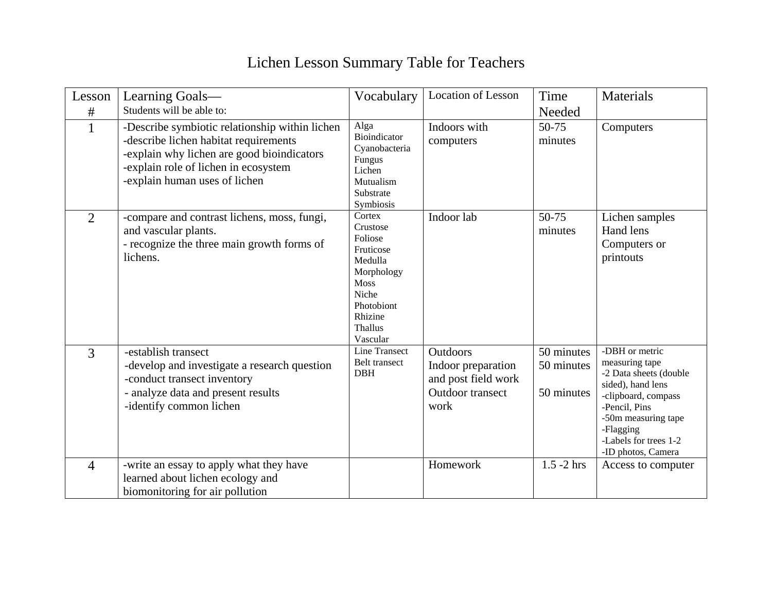# Lichen Lesson Summary Table for Teachers

| Lesson # | Learning Goals— Students will be able to: | Vocabulary | Location of Lesson | Time Needed | Materials |
|---|---|---|---|---|---|
| 1 | -Describe symbiotic relationship within lichen<br>-describe lichen habitat requirements<br>-explain why lichen are good bioindicators<br>-explain role of lichen in ecosystem<br>-explain human uses of lichen | Alga<br>Bioindicator<br>Cyanobacteria<br>Fungus<br>Lichen<br>Mutualism<br>Substrate<br>Symbiosis | Indoors with computers | 50-75 minutes | Computers |
| 2 | -compare and contrast lichens, moss, fungi, and vascular plants.<br>- recognize the three main growth forms of lichens. | Cortex<br>Crustose<br>Foliose<br>Fruticose<br>Medulla<br>Morphology<br>Moss<br>Niche<br>Photobiont<br>Rhizine<br>Thallus<br>Vascular | Indoor lab | 50-75 minutes | Lichen samples<br>Hand lens<br>Computers or printouts |
| 3 | -establish transect<br>-develop and investigate a research question<br>-conduct transect inventory<br>- analyze data and present results<br>-identify common lichen | Line Transect<br>Belt transect<br>DBH | Outdoors<br>Indoor preparation and post field work<br>Outdoor transect work | 50 minutes<br>50 minutes<br><br>50 minutes | -DBH or metric measuring tape<br>-2 Data sheets (double sided), hand lens<br>-clipboard, compass<br>-Pencil, Pins<br>-50m measuring tape<br>-Flagging<br>-Labels for trees 1-2<br>-ID photos, Camera |
| 4 | -write an essay to apply what they have learned about lichen ecology and biomonitoring for air pollution | | Homework | 1.5 -2 hrs | Access to computer |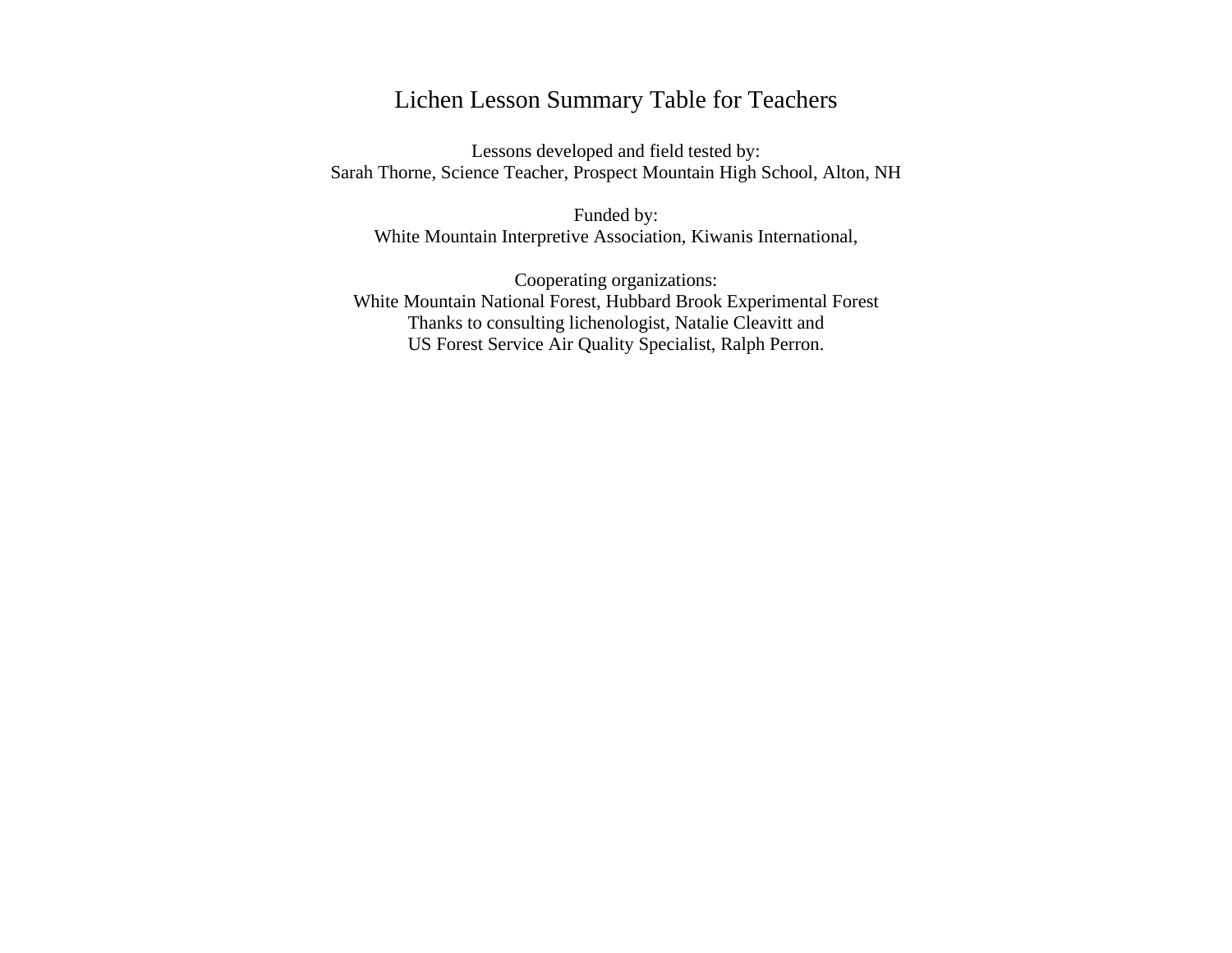# Lichen Lesson Summary Table for Teachers

Lessons developed and field tested by:
Sarah Thorne, Science Teacher, Prospect Mountain High School, Alton, NH

Funded by:
White Mountain Interpretive Association, Kiwanis International,

Cooperating organizations:
White Mountain National Forest, Hubbard Brook Experimental Forest
Thanks to consulting lichenologist, Natalie Cleavitt and
US Forest Service Air Quality Specialist, Ralph Perron.